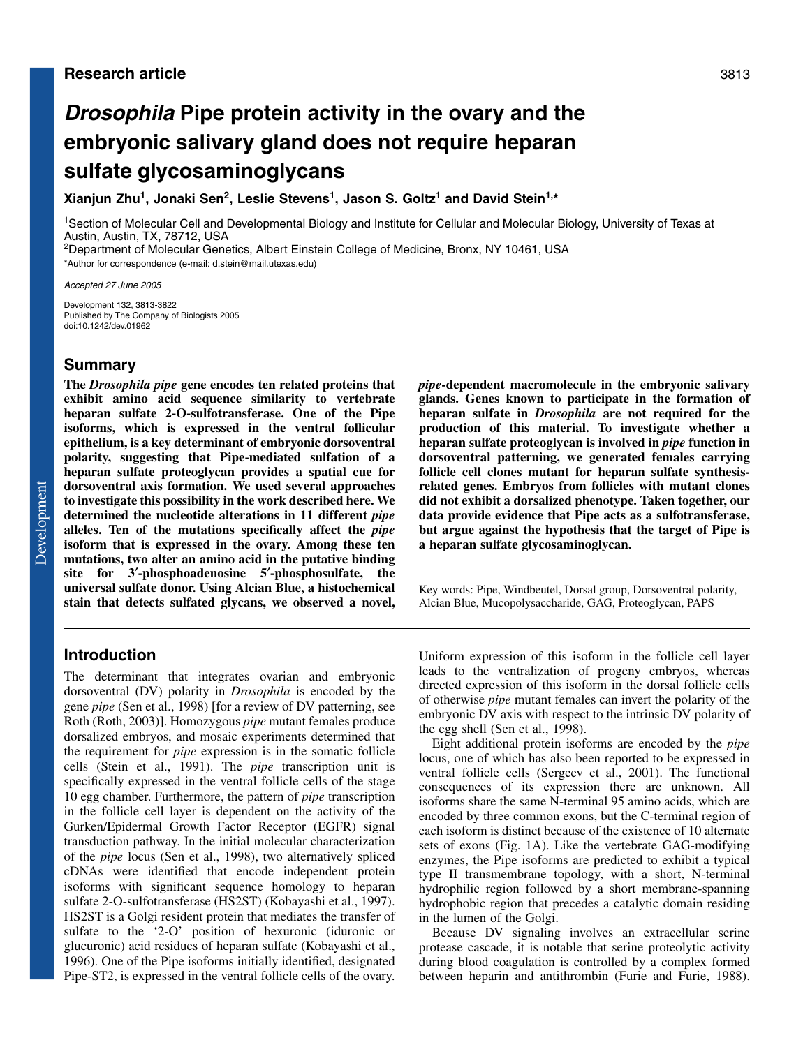Research article

# *Drosophila* Pipe protein activity in the ovary and the embryonic salivary gland does not require heparan sulfate glycosaminoglycans

**Xianjun Zhu[1], Jonaki Sen[2], Leslie Stevens[1], Jason S. Goltz[1] and David Stein[1,*]**

[1]Section of Molecular Cell and Developmental Biology and Institute for Cellular and Molecular Biology, University of Texas at Austin, Austin, TX, 78712, USA
[2]Department of Molecular Genetics, Albert Einstein College of Medicine, Bronx, NY 10461, USA
*Author for correspondence (e-mail: d.stein@mail.utexas.edu)

*Accepted 27 June 2005*

Development 132, 3813-3822
Published by The Company of Biologists 2005
doi:10.1242/dev.01962

## Summary

**The *Drosophila pipe* gene encodes ten related proteins that exhibit amino acid sequence similarity to vertebrate heparan sulfate 2-O-sulfotransferase. One of the Pipe isoforms, which is expressed in the ventral follicular epithelium, is a key determinant of embryonic dorsoventral polarity, suggesting that Pipe-mediated sulfation of a heparan sulfate proteoglycan provides a spatial cue for dorsoventral axis formation. We used several approaches to investigate this possibility in the work described here. We determined the nucleotide alterations in 11 different *pipe* alleles. Ten of the mutations specifically affect the *pipe* isoform that is expressed in the ovary. Among these ten mutations, two alter an amino acid in the putative binding site for 3′-phosphoadenosine 5′-phosphosulfate, the universal sulfate donor. Using Alcian Blue, a histochemical stain that detects sulfated glycans, we observed a novel, *pipe*-dependent macromolecule in the embryonic salivary glands. Genes known to participate in the formation of heparan sulfate in *Drosophila* are not required for the production of this material. To investigate whether a heparan sulfate proteoglycan is involved in *pipe* function in dorsoventral patterning, we generated females carrying follicle cell clones mutant for heparan sulfate synthesis-related genes. Embryos from follicles with mutant clones did not exhibit a dorsalized phenotype. Taken together, our data provide evidence that Pipe acts as a sulfotransferase, but argue against the hypothesis that the target of Pipe is a heparan sulfate glycosaminoglycan.**

Key words: Pipe, Windbeutel, Dorsal group, Dorsoventral polarity, Alcian Blue, Mucopolysaccharide, GAG, Proteoglycan, PAPS

## Introduction

The determinant that integrates ovarian and embryonic dorsoventral (DV) polarity in *Drosophila* is encoded by the gene *pipe* (Sen et al., 1998) [for a review of DV patterning, see Roth (Roth, 2003)]. Homozygous *pipe* mutant females produce dorsalized embryos, and mosaic experiments determined that the requirement for *pipe* expression is in the somatic follicle cells (Stein et al., 1991). The *pipe* transcription unit is specifically expressed in the ventral follicle cells of the stage 10 egg chamber. Furthermore, the pattern of *pipe* transcription in the follicle cell layer is dependent on the activity of the Gurken/Epidermal Growth Factor Receptor (EGFR) signal transduction pathway. In the initial molecular characterization of the *pipe* locus (Sen et al., 1998), two alternatively spliced cDNAs were identified that encode independent protein isoforms with significant sequence homology to heparan sulfate 2-O-sulfotransferase (HS2ST) (Kobayashi et al., 1997). HS2ST is a Golgi resident protein that mediates the transfer of sulfate to the '2-O' position of hexuronic (iduronic or glucuronic) acid residues of heparan sulfate (Kobayashi et al., 1996). One of the Pipe isoforms initially identified, designated Pipe-ST2, is expressed in the ventral follicle cells of the ovary. Uniform expression of this isoform in the follicle cell layer leads to the ventralization of progeny embryos, whereas directed expression of this isoform in the dorsal follicle cells of otherwise *pipe* mutant females can invert the polarity of the embryonic DV axis with respect to the intrinsic DV polarity of the egg shell (Sen et al., 1998).

Eight additional protein isoforms are encoded by the *pipe* locus, one of which has also been reported to be expressed in ventral follicle cells (Sergeev et al., 2001). The functional consequences of its expression there are unknown. All isoforms share the same N-terminal 95 amino acids, which are encoded by three common exons, but the C-terminal region of each isoform is distinct because of the existence of 10 alternate sets of exons (Fig. 1A). Like the vertebrate GAG-modifying enzymes, the Pipe isoforms are predicted to exhibit a typical type II transmembrane topology, with a short, N-terminal hydrophilic region followed by a short membrane-spanning hydrophobic region that precedes a catalytic domain residing in the lumen of the Golgi.

Because DV signaling involves an extracellular serine protease cascade, it is notable that serine proteolytic activity during blood coagulation is controlled by a complex formed between heparin and antithrombin (Furie and Furie, 1988).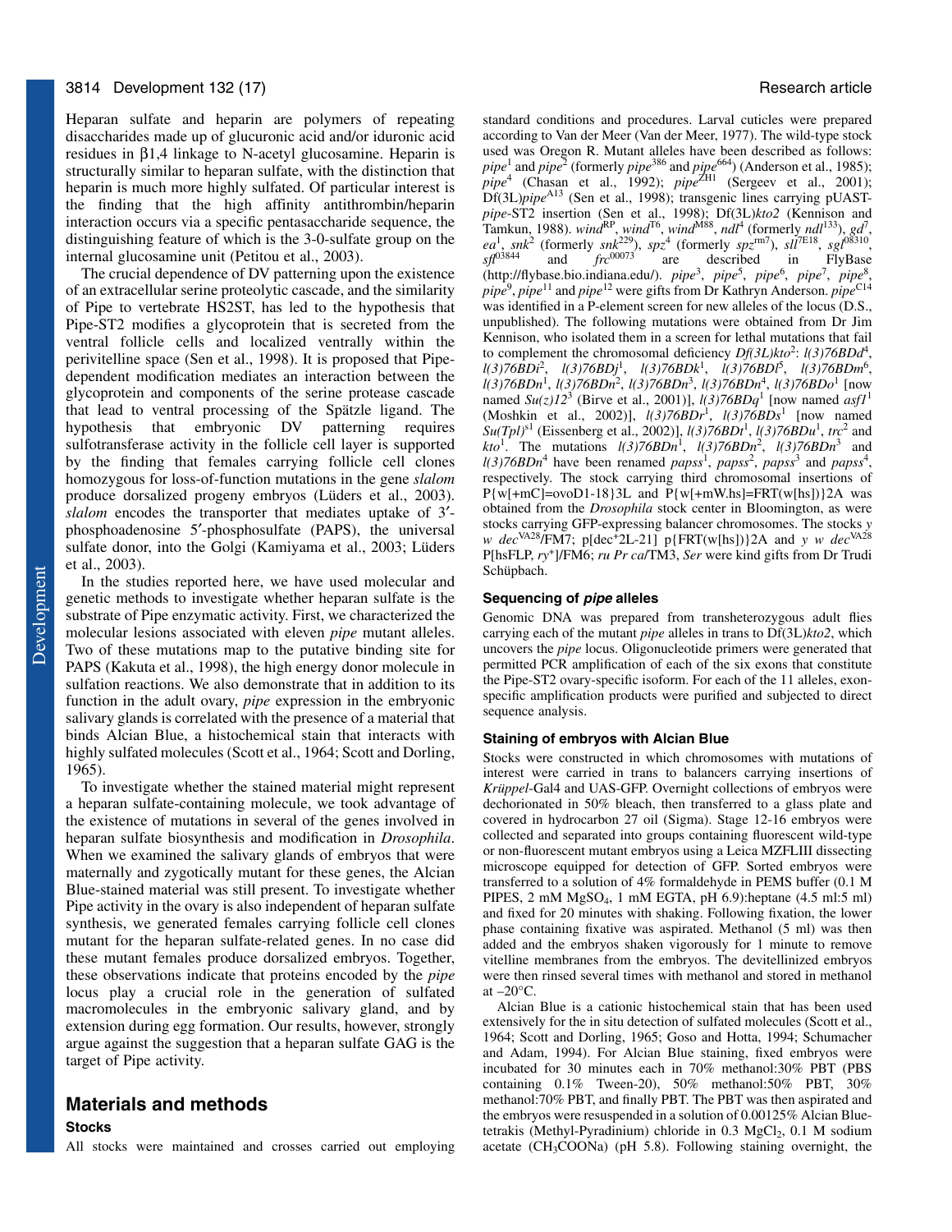Heparan sulfate and heparin are polymers of repeating disaccharides made up of glucuronic acid and/or iduronic acid residues in β1,4 linkage to N-acetyl glucosamine. Heparin is structurally similar to heparan sulfate, with the distinction that heparin is much more highly sulfated. Of particular interest is the finding that the high affinity antithrombin/heparin interaction occurs via a specific pentasaccharide sequence, the distinguishing feature of which is the 3-0-sulfate group on the internal glucosamine unit (Petitou et al., 2003).

The crucial dependence of DV patterning upon the existence of an extracellular serine proteolytic cascade, and the similarity of Pipe to vertebrate HS2ST, has led to the hypothesis that Pipe-ST2 modifies a glycoprotein that is secreted from the ventral follicle cells and localized ventrally within the perivitelline space (Sen et al., 1998). It is proposed that Pipe-dependent modification mediates an interaction between the glycoprotein and components of the serine protease cascade that lead to ventral processing of the Spätzle ligand. The hypothesis that embryonic DV patterning requires sulfotransferase activity in the follicle cell layer is supported by the finding that females carrying follicle cell clones homozygous for loss-of-function mutations in the gene *slalom* produce dorsalized progeny embryos (Lüders et al., 2003). *slalom* encodes the transporter that mediates uptake of 3′-phosphoadenosine 5′-phosphosulfate (PAPS), the universal sulfate donor, into the Golgi (Kamiyama et al., 2003; Lüders et al., 2003).

In the studies reported here, we have used molecular and genetic methods to investigate whether heparan sulfate is the substrate of Pipe enzymatic activity. First, we characterized the molecular lesions associated with eleven *pipe* mutant alleles. Two of these mutations map to the putative binding site for PAPS (Kakuta et al., 1998), the high energy donor molecule in sulfation reactions. We also demonstrate that in addition to its function in the adult ovary, *pipe* expression in the embryonic salivary glands is correlated with the presence of a material that binds Alcian Blue, a histochemical stain that interacts with highly sulfated molecules (Scott et al., 1964; Scott and Dorling, 1965).

To investigate whether the stained material might represent a heparan sulfate-containing molecule, we took advantage of the existence of mutations in several of the genes involved in heparan sulfate biosynthesis and modification in *Drosophila*. When we examined the salivary glands of embryos that were maternally and zygotically mutant for these genes, the Alcian Blue-stained material was still present. To investigate whether Pipe activity in the ovary is also independent of heparan sulfate synthesis, we generated females carrying follicle cell clones mutant for the heparan sulfate-related genes. In no case did these mutant females produce dorsalized embryos. Together, these observations indicate that proteins encoded by the *pipe* locus play a crucial role in the generation of sulfated macromolecules in the embryonic salivary gland, and by extension during egg formation. Our results, however, strongly argue against the suggestion that a heparan sulfate GAG is the target of Pipe activity.

## Materials and methods

### Stocks

All stocks were maintained and crosses carried out employing standard conditions and procedures. Larval cuticles were prepared according to Van der Meer (Van der Meer, 1977). The wild-type stock used was Oregon R. Mutant alleles have been described as follows: *pipe*$^{1}$ and *pipe*$^{2}$ (formerly *pipe*$^{386}$ and *pipe*$^{664}$) (Anderson et al., 1985); *pipe*$^{4}$ (Chasan et al., 1992); *pipe*$^{ZH1}$ (Sergeev et al., 2001); Df(3L)*pipe*$^{A13}$ (Sen et al., 1998); transgenic lines carrying pUAST-*pipe*-ST2 insertion (Sen et al., 1998); Df(3L)*kto2* (Kennison and Tamkun, 1988). *wind*$^{RP}$, *wind*$^{T6}$, *wind*$^{M88}$, *ndl*$^{4}$ (formerly *ndl*$^{133}$), *gd*$^{7}$, *ea*$^{1}$, *snk*$^{2}$ (formerly *snk*$^{229}$), *spz*$^{4}$ (formerly *spz*$^{rm7}$), *sll*$^{7E18}$, *sgl*$^{08310}$, *sfl*$^{03844}$ and *frc*$^{00073}$ are described in FlyBase (http://flybase.bio.indiana.edu/). *pipe*$^{3}$, *pipe*$^{5}$, *pipe*$^{6}$, *pipe*$^{7}$, *pipe*$^{8}$, *pipe*$^{9}$, *pipe*$^{11}$ and *pipe*$^{12}$ were gifts from Dr Kathryn Anderson. *pipe*$^{C14}$ was identified in a P-element screen for new alleles of the locus (D.S., unpublished). The following mutations were obtained from Dr Jim Kennison, who isolated them in a screen for lethal mutations that fail to complement the chromosomal deficiency *Df(3L)kto*$^{2}$: *l(3)76BDd*$^{4}$, *l(3)76BDi*$^{2}$, *l(3)76BDj*$^{1}$, *l(3)76BDk*$^{1}$, *l(3)76BDl*$^{5}$, *l(3)76BDm*$^{6}$, *l(3)76BDn*$^{1}$, *l(3)76BDn*$^{2}$, *l(3)76BDn*$^{3}$, *l(3)76BDn*$^{4}$, *l(3)76BDo*$^{1}$ [now named *Su(z)12*$^{3}$ (Birve et al., 2001)], *l(3)76BDq*$^{1}$ [now named *asf1*$^{1}$ (Moshkin et al., 2002)], *l(3)76BDr*$^{1}$, *l(3)76BDs*$^{1}$ [now named *Su(Tpl)*$^{s1}$ (Eissenberg et al., 2002)], *l(3)76BDt*$^{1}$, *l(3)76BDu*$^{1}$, *trc*$^{2}$ and *kto*$^{1}$. The mutations *l(3)76BDn*$^{1}$, *l(3)76BDn*$^{2}$, *l(3)76BDn*$^{3}$ and *l(3)76BDn*$^{4}$ have been renamed *papss*$^{1}$, *papss*$^{2}$, *papss*$^{3}$ and *papss*$^{4}$, respectively. The stock carrying third chromosomal insertions of P{w[+mC]=ovoD1-18}3L and P{w[+mW.hs]=FRT(w[hs])}2A was obtained from the *Drosophila* stock center in Bloomington, as were stocks carrying GFP-expressing balancer chromosomes. The stocks *y w dec*$^{VA28}$/FM7; p[dec$^{+}$2L-21] p{FRT(w[hs])}2A and *y w dec*$^{VA28}$ P[hsFLP, *ry*$^{+}$]/FM6; *ru Pr ca*/TM3, *Ser* were kind gifts from Dr Trudi Schüpbach.

### Sequencing of *pipe* alleles

Genomic DNA was prepared from transheterozygous adult flies carrying each of the mutant *pipe* alleles in trans to Df(3L)*kto2*, which uncovers the *pipe* locus. Oligonucleotide primers were generated that permitted PCR amplification of each of the six exons that constitute the Pipe-ST2 ovary-specific isoform. For each of the 11 alleles, exon-specific amplification products were purified and subjected to direct sequence analysis.

### Staining of embryos with Alcian Blue

Stocks were constructed in which chromosomes with mutations of interest were carried in trans to balancers carrying insertions of *Krüppel*-Gal4 and UAS-GFP. Overnight collections of embryos were dechorionated in 50% bleach, then transferred to a glass plate and covered in hydrocarbon 27 oil (Sigma). Stage 12-16 embryos were collected and separated into groups containing fluorescent wild-type or non-fluorescent mutant embryos using a Leica MZFLIII dissecting microscope equipped for detection of GFP. Sorted embryos were transferred to a solution of 4% formaldehyde in PEMS buffer (0.1 M PIPES, 2 mM $MgSO_4$, 1 mM EGTA, pH 6.9):heptane (4.5 ml:5 ml) and fixed for 20 minutes with shaking. Following fixation, the lower phase containing fixative was aspirated. Methanol (5 ml) was then added and the embryos shaken vigorously for 1 minute to remove vitelline membranes from the embryos. The devitellinized embryos were then rinsed several times with methanol and stored in methanol at –20°C.

Alcian Blue is a cationic histochemical stain that has been used extensively for the in situ detection of sulfated molecules (Scott et al., 1964; Scott and Dorling, 1965; Goso and Hotta, 1994; Schumacher and Adam, 1994). For Alcian Blue staining, fixed embryos were incubated for 30 minutes each in 70% methanol:30% PBT (PBS containing 0.1% Tween-20), 50% methanol:50% PBT, 30% methanol:70% PBT, and finally PBT. The PBT was then aspirated and the embryos were resuspended in a solution of 0.00125% Alcian Blue-tetrakis (Methyl-Pyradinium) chloride in 0.3 $MgCl_2$, 0.1 M sodium acetate ($CH_3COONa$) (pH 5.8). Following staining overnight, the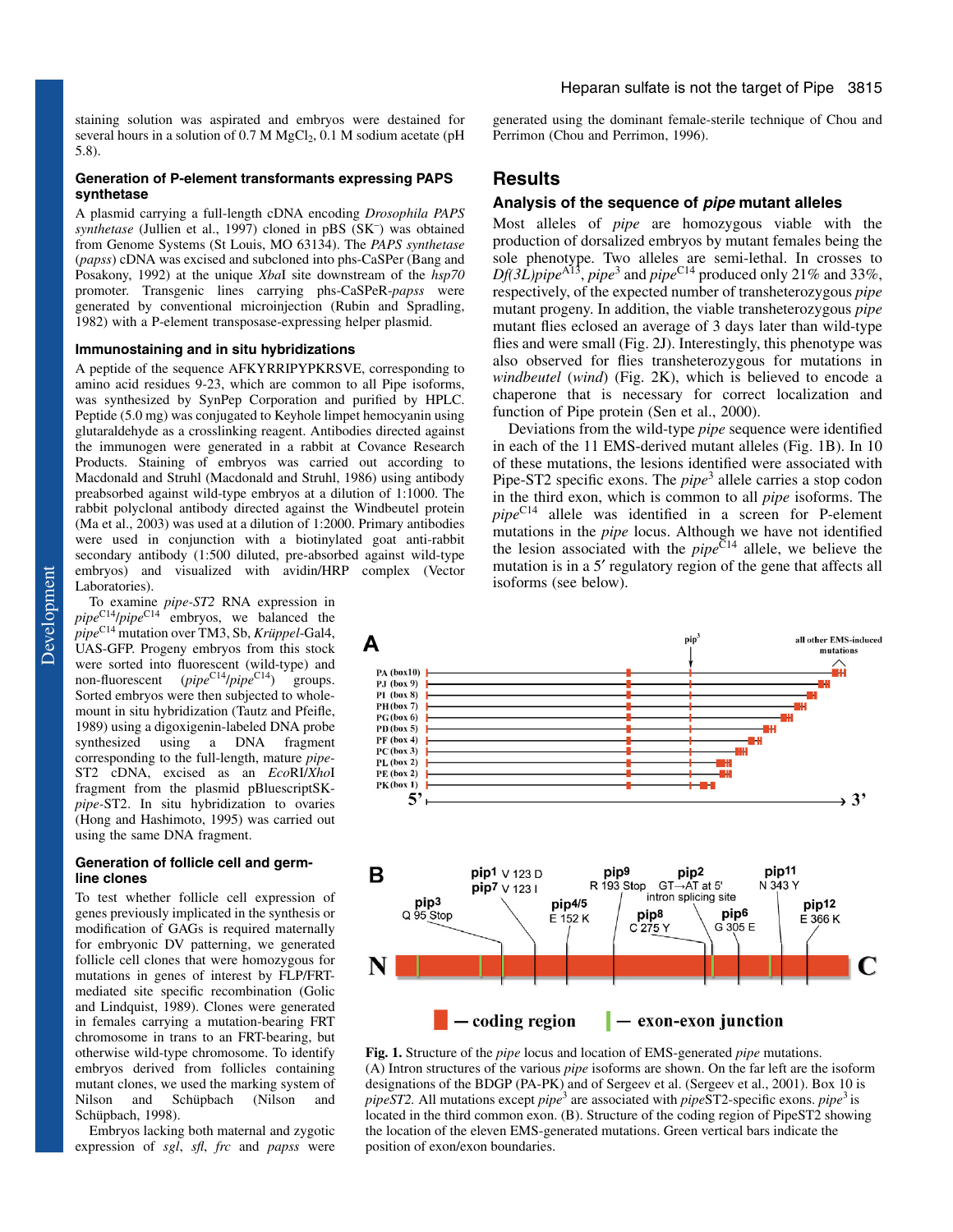staining solution was aspirated and embryos were destained for several hours in a solution of 0.7 M $MgCl_2$, 0.1 M sodium acetate (pH 5.8).

### Generation of P-element transformants expressing PAPS synthetase

A plasmid carrying a full-length cDNA encoding *Drosophila PAPS synthetase* (Jullien et al., 1997) cloned in pBS ($SK^-$) was obtained from Genome Systems (St Louis, MO 63134). The *PAPS synthetase* (*papss*) cDNA was excised and subcloned into phs-CaSPer (Bang and Posakony, 1992) at the unique *Xba*I site downstream of the *hsp70* promoter. Transgenic lines carrying phs-CaSPeR-*papss* were generated by conventional microinjection (Rubin and Spradling, 1982) with a P-element transposase-expressing helper plasmid.

### Immunostaining and in situ hybridizations

A peptide of the sequence AFKYRRIPYPKRSVE, corresponding to amino acid residues 9-23, which are common to all Pipe isoforms, was synthesized by SynPep Corporation and purified by HPLC. Peptide (5.0 mg) was conjugated to Keyhole limpet hemocyanin using glutaraldehyde as a crosslinking reagent. Antibodies directed against the immunogen were generated in a rabbit at Covance Research Products. Staining of embryos was carried out according to Macdonald and Struhl (Macdonald and Struhl, 1986) using antibody preabsorbed against wild-type embryos at a dilution of 1:1000. The rabbit polyclonal antibody directed against the Windbeutel protein (Ma et al., 2003) was used at a dilution of 1:2000. Primary antibodies were used in conjunction with a biotinylated goat anti-rabbit secondary antibody (1:500 diluted, pre-absorbed against wild-type embryos) and visualized with avidin/HRP complex (Vector Laboratories).

To examine *pipe-ST2* RNA expression in *pipe*$^{C14}$/*pipe*$^{C14}$ embryos, we balanced the *pipe*$^{C14}$ mutation over TM3, Sb, *Krüppel*-Gal4, UAS-GFP. Progeny embryos from this stock were sorted into fluorescent (wild-type) and non-fluorescent (*pipe*$^{C14}$/*pipe*$^{C14}$) groups. Sorted embryos were then subjected to whole-mount in situ hybridization (Tautz and Pfeifle, 1989) using a digoxigenin-labeled DNA probe synthesized using a DNA fragment corresponding to the full-length, mature *pipe*-ST2 cDNA, excised as an *Eco*RI/*Xho*I fragment from the plasmid pBluescriptSK-*pipe*-ST2. In situ hybridization to ovaries (Hong and Hashimoto, 1995) was carried out using the same DNA fragment.

### Generation of follicle cell and germ-line clones

To test whether follicle cell expression of genes previously implicated in the synthesis or modification of GAGs is required maternally for embryonic DV patterning, we generated follicle cell clones that were homozygous for mutations in genes of interest by FLP/FRT-mediated site specific recombination (Golic and Lindquist, 1989). Clones were generated in females carrying a mutation-bearing FRT chromosome in trans to an FRT-bearing, but otherwise wild-type chromosome. To identify embryos derived from follicles containing mutant clones, we used the marking system of Nilson and Schüpbach (Nilson and Schüpbach, 1998).

Embryos lacking both maternal and zygotic expression of *sgl*, *sfl*, *frc* and *papss* were generated using the dominant female-sterile technique of Chou and Perrimon (Chou and Perrimon, 1996).

## Results

### Analysis of the sequence of *pipe* mutant alleles

Most alleles of *pipe* are homozygous viable with the production of dorsalized embryos by mutant females being the sole phenotype. Two alleles are semi-lethal. In crosses to *Df(3L)pipe*$^{A13}$, *pipe*$^{3}$ and *pipe*$^{C14}$ produced only 21% and 33%, respectively, of the expected number of transheterozygous *pipe* mutant progeny. In addition, the viable transheterozygous *pipe* mutant flies eclosed an average of 3 days later than wild-type flies and were small (Fig. 2J). Interestingly, this phenotype was also observed for flies transheterozygous for mutations in *windbeutel* (*wind*) (Fig. 2K), which is believed to encode a chaperone that is necessary for correct localization and function of Pipe protein (Sen et al., 2000).

Deviations from the wild-type *pipe* sequence were identified in each of the 11 EMS-derived mutant alleles (Fig. 1B). In 10 of these mutations, the lesions identified were associated with Pipe-ST2 specific exons. The *pipe*$^{3}$ allele carries a stop codon in the third exon, which is common to all *pipe* isoforms. The *pipe*$^{C14}$ allele was identified in a screen for P-element mutations in the *pipe* locus. Although we have not identified the lesion associated with the *pipe*$^{C14}$ allele, we believe the mutation is in a 5′ regulatory region of the gene that affects all isoforms (see below).

**Fig. 1.** Structure of the *pipe* locus and location of EMS-generated *pipe* mutations. (A) Intron structures of the various *pipe* isoforms are shown. On the far left are the isoform designations of the BDGP (PA-PK) and of Sergeev et al. (Sergeev et al., 2001). Box 10 is *pipeST2*. All mutations except *pipe*$^{3}$ are associated with *pipe*ST2-specific exons. *pipe*$^{3}$ is located in the third common exon. (B). Structure of the coding region of PipeST2 showing the location of the eleven EMS-generated mutations. Green vertical bars indicate the position of exon/exon boundaries.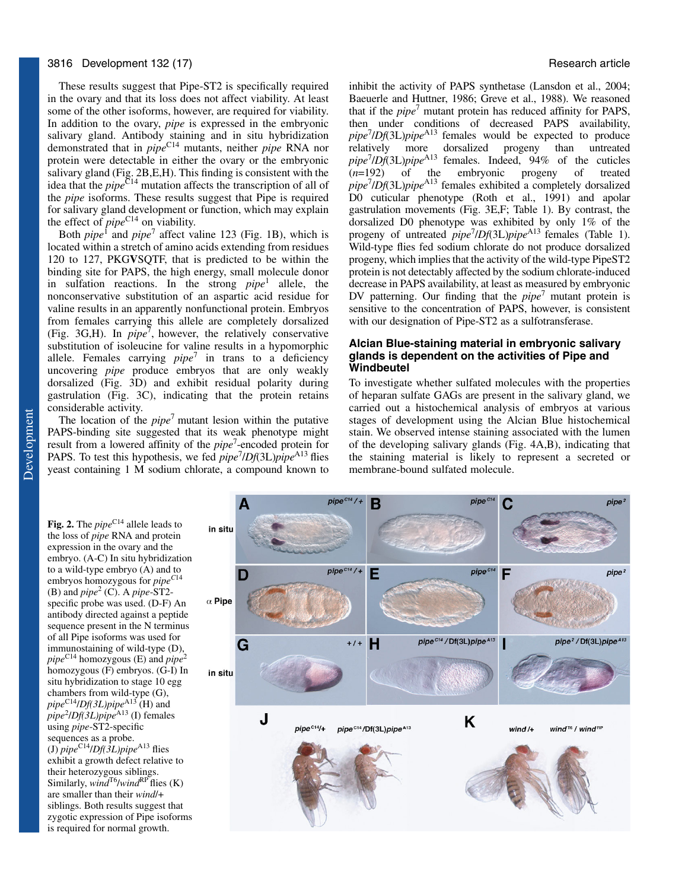These results suggest that Pipe-ST2 is specifically required in the ovary and that its loss does not affect viability. At least some of the other isoforms, however, are required for viability. In addition to the ovary, *pipe* is expressed in the embryonic salivary gland. Antibody staining and in situ hybridization demonstrated that in *pipe*$^{C14}$ mutants, neither *pipe* RNA nor protein were detectable in either the ovary or the embryonic salivary gland (Fig. 2B,E,H). This finding is consistent with the idea that the *pipe*$^{C14}$ mutation affects the transcription of all of the *pipe* isoforms. These results suggest that Pipe is required for salivary gland development or function, which may explain the effect of *pipe*$^{C14}$ on viability.

Both *pipe*$^{1}$ and *pipe*$^{7}$ affect valine 123 (Fig. 1B), which is located within a stretch of amino acids extending from residues 120 to 127, PKG**V**SQTF, that is predicted to be within the binding site for PAPS, the high energy, small molecule donor in sulfation reactions. In the strong *pipe*$^{1}$ allele, the nonconservative substitution of an aspartic acid residue for valine results in an apparently nonfunctional protein. Embryos from females carrying this allele are completely dorsalized (Fig. 3G,H). In *pipe*$^{7}$, however, the relatively conservative substitution of isoleucine for valine results in a hypomorphic allele. Females carrying *pipe*$^{7}$ in trans to a deficiency uncovering *pipe* produce embryos that are only weakly dorsalized (Fig. 3D) and exhibit residual polarity during gastrulation (Fig. 3C), indicating that the protein retains considerable activity.

The location of the *pipe*$^{7}$ mutant lesion within the putative PAPS-binding site suggested that its weak phenotype might result from a lowered affinity of the *pipe*$^{7}$-encoded protein for PAPS. To test this hypothesis, we fed *pipe*$^{7}$/*Df*(3L)*pipe*$^{A13}$ flies yeast containing 1 M sodium chlorate, a compound known to inhibit the activity of PAPS synthetase (Lansdon et al., 2004; Baeuerle and Huttner, 1986; Greve et al., 1988). We reasoned that if the *pipe*$^{7}$ mutant protein has reduced affinity for PAPS, then under conditions of decreased PAPS availability, *pipe*$^{7}$/*Df*(3L)*pipe*$^{A13}$ females would be expected to produce relatively more dorsalized progeny than untreated *pipe*$^{7}$/*Df*(3L)*pipe*$^{A13}$ females. Indeed, 94% of the cuticles ($n$=192) of the embryonic progeny of treated *pipe*$^{7}$/*Df*(3L)*pipe*$^{A13}$ females exhibited a completely dorsalized D0 cuticular phenotype (Roth et al., 1991) and apolar gastrulation movements (Fig. 3E,F; Table 1). By contrast, the dorsalized D0 phenotype was exhibited by only 1% of the progeny of untreated *pipe*$^{7}$/*Df*(3L)*pipe*$^{A13}$ females (Table 1). Wild-type flies fed sodium chlorate do not produce dorsalized progeny, which implies that the activity of the wild-type PipeST2 protein is not detectably affected by the sodium chlorate-induced decrease in PAPS availability, at least as measured by embryonic DV patterning. Our finding that the *pipe*$^{7}$ mutant protein is sensitive to the concentration of PAPS, however, is consistent with our designation of Pipe-ST2 as a sulfotransferase.

## Alcian Blue-staining material in embryonic salivary glands is dependent on the activities of Pipe and Windbeutel

To investigate whether sulfated molecules with the properties of heparan sulfate GAGs are present in the salivary gland, we carried out a histochemical analysis of embryos at various stages of development using the Alcian Blue histochemical stain. We observed intense staining associated with the lumen of the developing salivary glands (Fig. 4A,B), indicating that the staining material is likely to represent a secreted or membrane-bound sulfated molecule.

**Fig. 2.** The *pipe*$^{C14}$ allele leads to the loss of *pipe* RNA and protein expression in the ovary and the embryo. (A-C) In situ hybridization to a wild-type embryo (A) and to embryos homozygous for *pipe*$^{C14}$ (B) and *pipe*$^{2}$ (C). A *pipe*-ST2-specific probe was used. (D-F) An antibody directed against a peptide sequence present in the N terminus of all Pipe isoforms was used for immunostaining of wild-type (D), *pipe*$^{C14}$ homozygous (E) and *pipe*$^{2}$ homozygous (F) embryos. (G-I) In situ hybridization to stage 10 egg chambers from wild-type (G), *pipe*$^{C14}$/*Df(3L)pipe*$^{A13}$ (H) and *pipe*$^{2}$/*Df(3L)pipe*$^{A13}$ (I) females using *pipe*-ST2-specific sequences as a probe. (J) *pipe*$^{C14}$/*Df(3L)pipe*$^{A13}$ flies exhibit a growth defect relative to their heterozygous siblings. Similarly, *wind*$^{T6}$/*wind*$^{RP}$ flies (K) are smaller than their *wind*/+ siblings. Both results suggest that zygotic expression of Pipe isoforms is required for normal growth.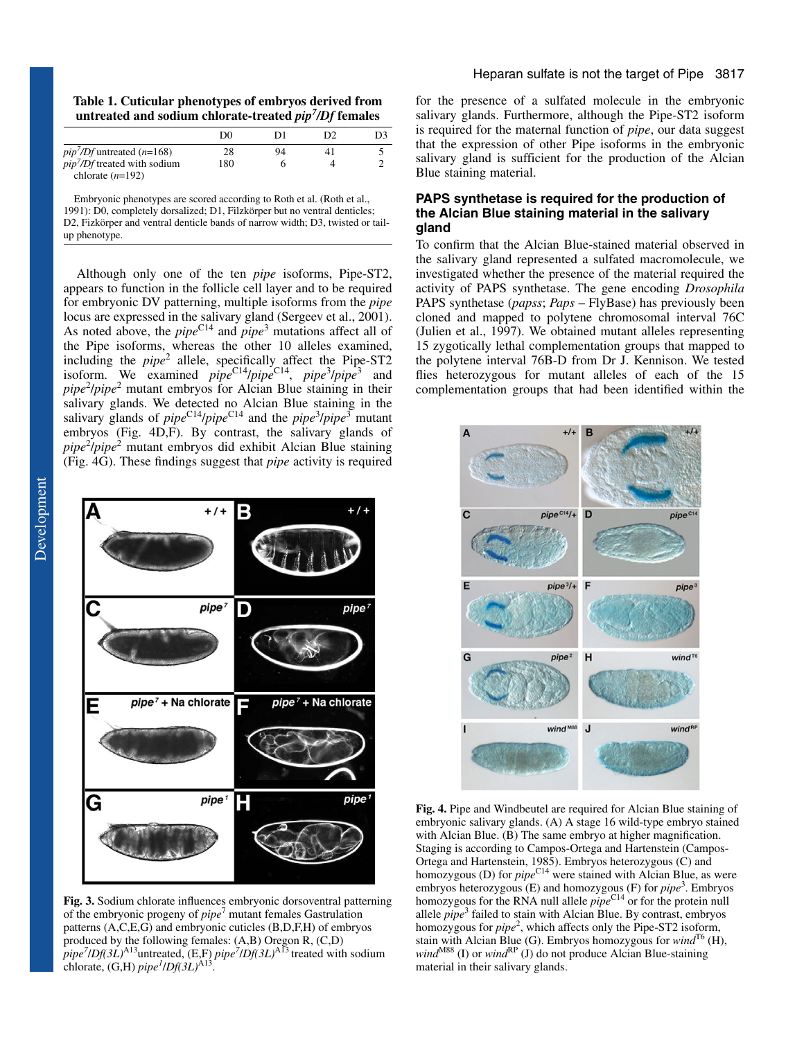**Table 1. Cuticular phenotypes of embryos derived from untreated and sodium chlorate-treated *pip*$^{7}$/*Df* females**

| | D0 | D1 | D2 | D3 |
|---|---|---|---|---|
| *pip*$^{7}$/*Df* untreated (*n*=168) | 28 | 94 | 41 | 5 |
| *pip*$^{7}$/*Df* treated with sodium chlorate (*n*=192) | 180 | 6 | 4 | 2 |

Embryonic phenotypes are scored according to Roth et al. (Roth et al., 1991): D0, completely dorsalized; D1, Filzkörper but no ventral denticles; D2, Fizkörper and ventral denticle bands of narrow width; D3, twisted or tail-up phenotype.

Although only one of the ten *pipe* isoforms, Pipe-ST2, appears to function in the follicle cell layer and to be required for embryonic DV patterning, multiple isoforms from the *pipe* locus are expressed in the salivary gland (Sergeev et al., 2001). As noted above, the *pipe*$^{C14}$ and *pipe*$^{3}$ mutations affect all of the Pipe isoforms, whereas the other 10 alleles examined, including the *pipe*$^{2}$ allele, specifically affect the Pipe-ST2 isoform. We examined *pipe*$^{C14}$/*pipe*$^{C14}$, *pipe*$^{3}$/*pipe*$^{3}$ and *pipe*$^{2}$/*pipe*$^{2}$ mutant embryos for Alcian Blue staining in their salivary glands. We detected no Alcian Blue staining in the salivary glands of *pipe*$^{C14}$/*pipe*$^{C14}$ and the *pipe*$^{3}$/*pipe*$^{3}$ mutant embryos (Fig. 4D,F). By contrast, the salivary glands of *pipe*$^{2}$/*pipe*$^{2}$ mutant embryos did exhibit Alcian Blue staining (Fig. 4G). These findings suggest that *pipe* activity is required for the presence of a sulfated molecule in the embryonic salivary glands. Furthermore, although the Pipe-ST2 isoform is required for the maternal function of *pipe*, our data suggest that the expression of other Pipe isoforms in the embryonic salivary gland is sufficient for the production of the Alcian Blue staining material.

**Fig. 3.** Sodium chlorate influences embryonic dorsoventral patterning of the embryonic progeny of *pipe*$^{7}$ mutant females Gastrulation patterns (A,C,E,G) and embryonic cuticles (B,D,F,H) of embryos produced by the following females: (A,B) Oregon R, (C,D) *pipe*$^{7}$/*Df(3L)*$^{A13}$untreated, (E,F) *pipe*$^{7}$/*Df(3L)*$^{A13}$ treated with sodium chlorate, (G,H) *pipe*$^{1}$/*Df(3L)*$^{A13}$.

### PAPS synthetase is required for the production of the Alcian Blue staining material in the salivary gland

To confirm that the Alcian Blue-stained material observed in the salivary gland represented a sulfated macromolecule, we investigated whether the presence of the material required the activity of PAPS synthetase. The gene encoding *Drosophila* PAPS synthetase (*papss*; *Paps* – FlyBase) has previously been cloned and mapped to polytene chromosomal interval 76C (Julien et al., 1997). We obtained mutant alleles representing 15 zygotically lethal complementation groups that mapped to the polytene interval 76B-D from Dr J. Kennison. We tested flies heterozygous for mutant alleles of each of the 15 complementation groups that had been identified within the

**Fig. 4.** Pipe and Windbeutel are required for Alcian Blue staining of embryonic salivary glands. (A) A stage 16 wild-type embryo stained with Alcian Blue. (B) The same embryo at higher magnification. Staging is according to Campos-Ortega and Hartenstein (Campos-Ortega and Hartenstein, 1985). Embryos heterozygous (C) and homozygous (D) for *pipe*$^{C14}$ were stained with Alcian Blue, as were embryos heterozygous (E) and homozygous (F) for *pipe*$^{3}$. Embryos homozygous for the RNA null allele *pipe*$^{C14}$ or for the protein null allele *pipe*$^{3}$ failed to stain with Alcian Blue. By contrast, embryos homozygous for *pipe*$^{2}$, which affects only the Pipe-ST2 isoform, stain with Alcian Blue (G). Embryos homozygous for *wind*$^{T6}$ (H), *wind*$^{M88}$ (I) or *wind*$^{RP}$ (J) do not produce Alcian Blue-staining material in their salivary glands.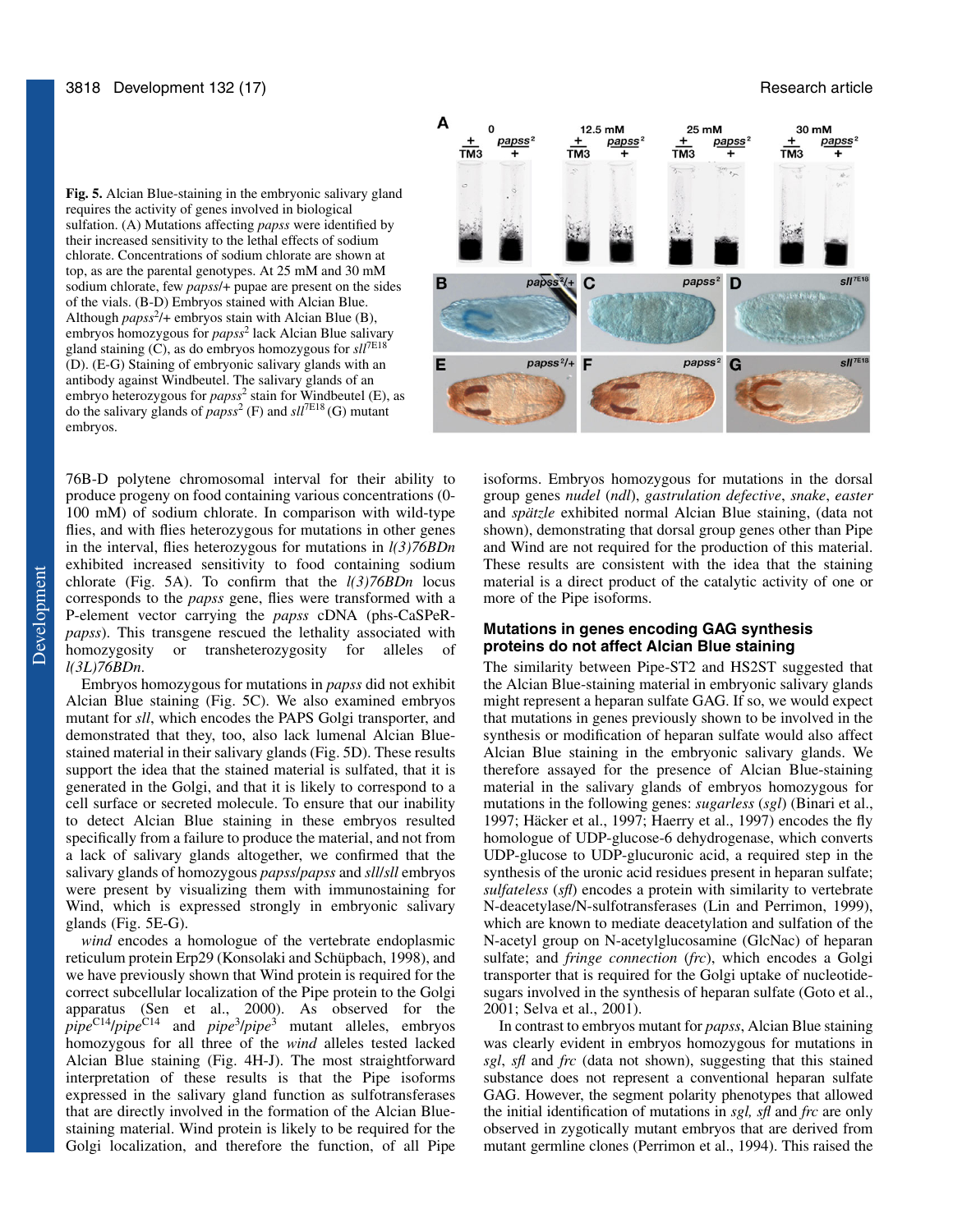**Fig. 5.** Alcian Blue-staining in the embryonic salivary gland requires the activity of genes involved in biological sulfation. (A) Mutations affecting *papss* were identified by their increased sensitivity to the lethal effects of sodium chlorate. Concentrations of sodium chlorate are shown at top, as are the parental genotypes. At 25 mM and 30 mM sodium chlorate, few *papss*/+ pupae are present on the sides of the vials. (B-D) Embryos stained with Alcian Blue. Although *papss*[2]/+ embryos stain with Alcian Blue (B), embryos homozygous for *papss*[2] lack Alcian Blue salivary gland staining (C), as do embryos homozygous for *sll*[7E18] (D). (E-G) Staining of embryonic salivary glands with an antibody against Windbeutel. The salivary glands of an embryo heterozygous for *papss*[2] stain for Windbeutel (E), as do the salivary glands of *papss*[2] (F) and *sll*[7E18] (G) mutant embryos.

76B-D polytene chromosomal interval for their ability to produce progeny on food containing various concentrations (0-100 mM) of sodium chlorate. In comparison with wild-type flies, and with flies heterozygous for mutations in other genes in the interval, flies heterozygous for mutations in *l(3)76BDn* exhibited increased sensitivity to food containing sodium chlorate (Fig. 5A). To confirm that the *l(3)76BDn* locus corresponds to the *papss* gene, flies were transformed with a P-element vector carrying the *papss* cDNA (phs-CaSPeR-*papss*). This transgene rescued the lethality associated with homozygosity or transheterozygosity for alleles of *l(3L)76BDn*.

Embryos homozygous for mutations in *papss* did not exhibit Alcian Blue staining (Fig. 5C). We also examined embryos mutant for *sll*, which encodes the PAPS Golgi transporter, and demonstrated that they, too, also lack lumenal Alcian Blue-stained material in their salivary glands (Fig. 5D). These results support the idea that the stained material is sulfated, that it is generated in the Golgi, and that it is likely to correspond to a cell surface or secreted molecule. To ensure that our inability to detect Alcian Blue staining in these embryos resulted specifically from a failure to produce the material, and not from a lack of salivary glands altogether, we confirmed that the salivary glands of homozygous *papss/papss* and *sll/sll* embryos were present by visualizing them with immunostaining for Wind, which is expressed strongly in embryonic salivary glands (Fig. 5E-G).

*wind* encodes a homologue of the vertebrate endoplasmic reticulum protein Erp29 (Konsolaki and Schüpbach, 1998), and we have previously shown that Wind protein is required for the correct subcellular localization of the Pipe protein to the Golgi apparatus (Sen et al., 2000). As observed for the *pipe*[C14]/*pipe*[C14] and *pipe*[3]/*pipe*[3] mutant alleles, embryos homozygous for all three of the *wind* alleles tested lacked Alcian Blue staining (Fig. 4H-J). The most straightforward interpretation of these results is that the Pipe isoforms expressed in the salivary gland function as sulfotransferases that are directly involved in the formation of the Alcian Blue-staining material. Wind protein is likely to be required for the Golgi localization, and therefore the function, of all Pipe isoforms. Embryos homozygous for mutations in the dorsal group genes *nudel* (*ndl*), *gastrulation defective*, *snake*, *easter* and *spätzle* exhibited normal Alcian Blue staining, (data not shown), demonstrating that dorsal group genes other than Pipe and Wind are not required for the production of this material. These results are consistent with the idea that the staining material is a direct product of the catalytic activity of one or more of the Pipe isoforms.

## Mutations in genes encoding GAG synthesis proteins do not affect Alcian Blue staining

The similarity between Pipe-ST2 and HS2ST suggested that the Alcian Blue-staining material in embryonic salivary glands might represent a heparan sulfate GAG. If so, we would expect that mutations in genes previously shown to be involved in the synthesis or modification of heparan sulfate would also affect Alcian Blue staining in the embryonic salivary glands. We therefore assayed for the presence of Alcian Blue-staining material in the salivary glands of embryos homozygous for mutations in the following genes: *sugarless* (*sgl*) (Binari et al., 1997; Häcker et al., 1997; Haerry et al., 1997) encodes the fly homologue of UDP-glucose-6 dehydrogenase, which converts UDP-glucose to UDP-glucuronic acid, a required step in the synthesis of the uronic acid residues present in heparan sulfate; *sulfateless* (*sfl*) encodes a protein with similarity to vertebrate N-deacetylase/N-sulfotransferases (Lin and Perrimon, 1999), which are known to mediate deacetylation and sulfation of the N-acetyl group on N-acetylglucosamine (GlcNAc) of heparan sulfate; and *fringe connection* (*frc*), which encodes a Golgi transporter that is required for the Golgi uptake of nucleotide-sugars involved in the synthesis of heparan sulfate (Goto et al., 2001; Selva et al., 2001).

In contrast to embryos mutant for *papss*, Alcian Blue staining was clearly evident in embryos homozygous for mutations in *sgl*, *sfl* and *frc* (data not shown), suggesting that this stained substance does not represent a conventional heparan sulfate GAG. However, the segment polarity phenotypes that allowed the initial identification of mutations in *sgl, sfl* and *frc* are only observed in zygotically mutant embryos that are derived from mutant germline clones (Perrimon et al., 1994). This raised the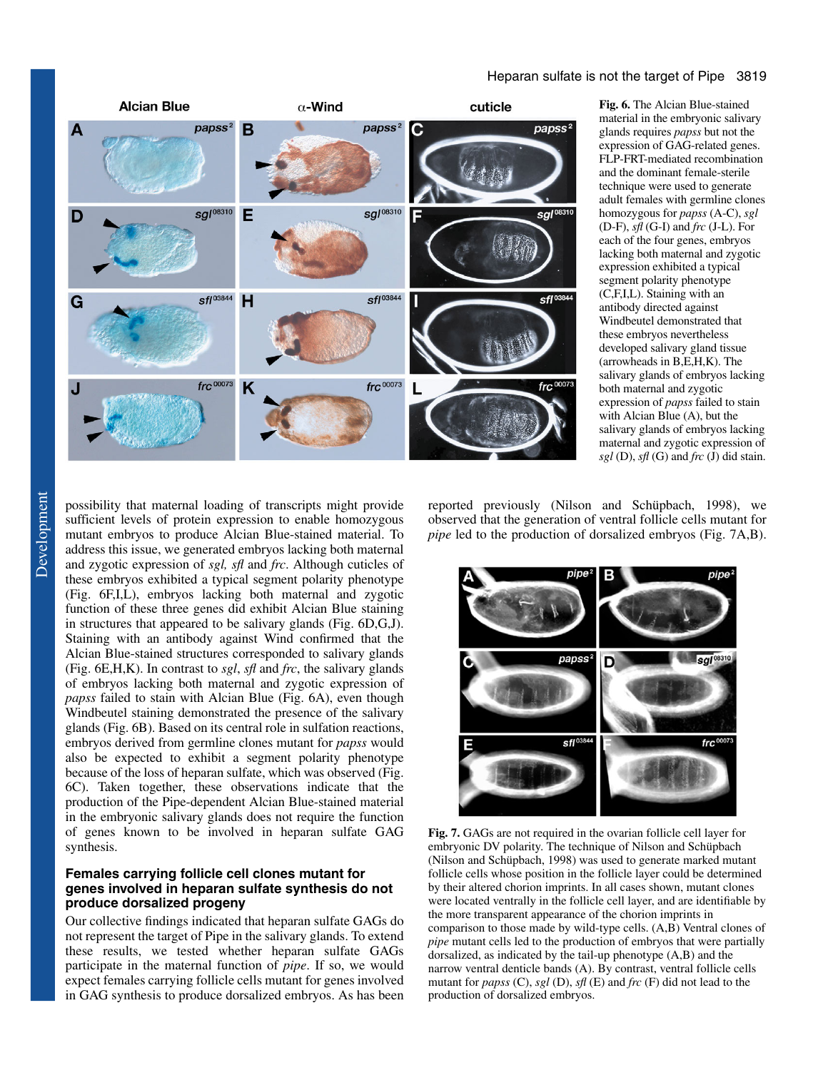**Fig. 6.** The Alcian Blue-stained material in the embryonic salivary glands requires *papss* but not the expression of GAG-related genes. FLP-FRT-mediated recombination and the dominant female-sterile technique were used to generate adult females with germline clones homozygous for *papss* (A-C), *sgl* (D-F), *sfl* (G-I) and *frc* (J-L). For each of the four genes, embryos lacking both maternal and zygotic expression exhibited a typical segment polarity phenotype (C,F,I,L). Staining with an antibody directed against Windbeutel demonstrated that these embryos nevertheless developed salivary gland tissue (arrowheads in B,E,H,K). The salivary glands of embryos lacking both maternal and zygotic expression of *papss* failed to stain with Alcian Blue (A), but the salivary glands of embryos lacking maternal and zygotic expression of *sgl* (D), *sfl* (G) and *frc* (J) did stain.

possibility that maternal loading of transcripts might provide sufficient levels of protein expression to enable homozygous mutant embryos to produce Alcian Blue-stained material. To address this issue, we generated embryos lacking both maternal and zygotic expression of *sgl, sfl* and *frc*. Although cuticles of these embryos exhibited a typical segment polarity phenotype (Fig. 6F,I,L), embryos lacking both maternal and zygotic function of these three genes did exhibit Alcian Blue staining in structures that appeared to be salivary glands (Fig. 6D,G,J). Staining with an antibody against Wind confirmed that the Alcian Blue-stained structures corresponded to salivary glands (Fig. 6E,H,K). In contrast to *sgl*, *sfl* and *frc*, the salivary glands of embryos lacking both maternal and zygotic expression of *papss* failed to stain with Alcian Blue (Fig. 6A), even though Windbeutel staining demonstrated the presence of the salivary glands (Fig. 6B). Based on its central role in sulfation reactions, embryos derived from germline clones mutant for *papss* would also be expected to exhibit a segment polarity phenotype because of the loss of heparan sulfate, which was observed (Fig. 6C). Taken together, these observations indicate that the production of the Pipe-dependent Alcian Blue-stained material in the embryonic salivary glands does not require the function of genes known to be involved in heparan sulfate GAG synthesis.

## Females carrying follicle cell clones mutant for genes involved in heparan sulfate synthesis do not produce dorsalized progeny

Our collective findings indicated that heparan sulfate GAGs do not represent the target of Pipe in the salivary glands. To extend these results, we tested whether heparan sulfate GAGs participate in the maternal function of *pipe*. If so, we would expect females carrying follicle cells mutant for genes involved in GAG synthesis to produce dorsalized embryos. As has been reported previously (Nilson and Schüpbach, 1998), we observed that the generation of ventral follicle cells mutant for *pipe* led to the production of dorsalized embryos (Fig. 7A,B).

**Fig. 7.** GAGs are not required in the ovarian follicle cell layer for embryonic DV polarity. The technique of Nilson and Schüpbach (Nilson and Schüpbach, 1998) was used to generate marked mutant follicle cells whose position in the follicle layer could be determined by their altered chorion imprints. In all cases shown, mutant clones were located ventrally in the follicle cell layer, and are identifiable by the more transparent appearance of the chorion imprints in comparison to those made by wild-type cells. (A,B) Ventral clones of *pipe* mutant cells led to the production of embryos that were partially dorsalized, as indicated by the tail-up phenotype (A,B) and the narrow ventral denticle bands (A). By contrast, ventral follicle cells mutant for *papss* (C), *sgl* (D), *sfl* (E) and *frc* (F) did not lead to the production of dorsalized embryos.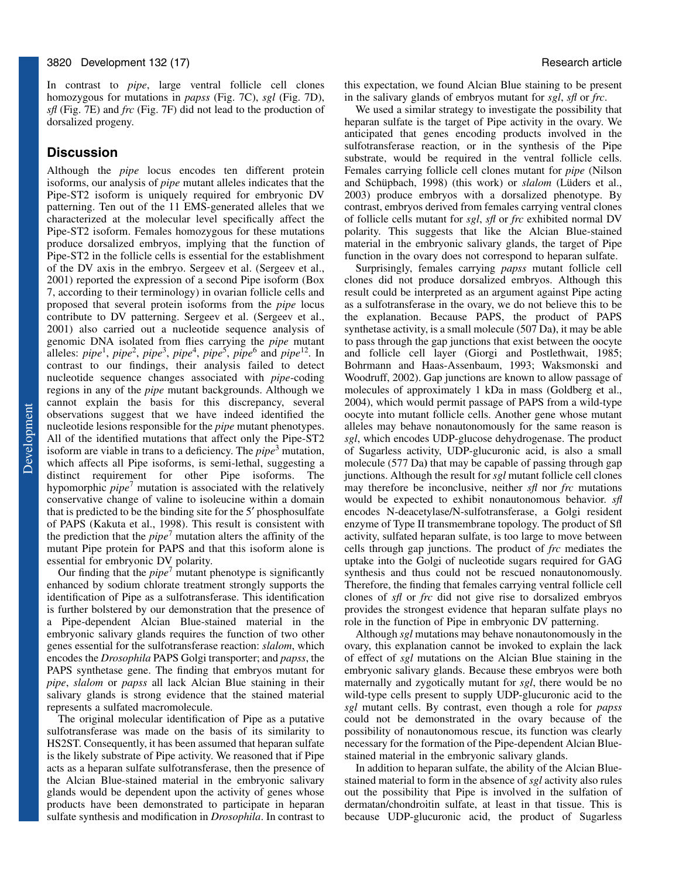In contrast to *pipe*, large ventral follicle cell clones homozygous for mutations in *papss* (Fig. 7C), *sgl* (Fig. 7D), *sfl* (Fig. 7E) and *frc* (Fig. 7F) did not lead to the production of dorsalized progeny.

## Discussion

Although the *pipe* locus encodes ten different protein isoforms, our analysis of *pipe* mutant alleles indicates that the Pipe-ST2 isoform is uniquely required for embryonic DV patterning. Ten out of the 11 EMS-generated alleles that we characterized at the molecular level specifically affect the Pipe-ST2 isoform. Females homozygous for these mutations produce dorsalized embryos, implying that the function of Pipe-ST2 in the follicle cells is essential for the establishment of the DV axis in the embryo. Sergeev et al. (Sergeev et al., 2001) reported the expression of a second Pipe isoform (Box 7, according to their terminology) in ovarian follicle cells and proposed that several protein isoforms from the *pipe* locus contribute to DV patterning. Sergeev et al. (Sergeev et al., 2001) also carried out a nucleotide sequence analysis of genomic DNA isolated from flies carrying the *pipe* mutant alleles: *pipe*$^{1}$, *pipe*$^{2}$, *pipe*$^{3}$, *pipe*$^{4}$, *pipe*$^{5}$, *pipe*$^{6}$ and *pipe*$^{12}$. In contrast to our findings, their analysis failed to detect nucleotide sequence changes associated with *pipe*-coding regions in any of the *pipe* mutant backgrounds. Although we cannot explain the basis for this discrepancy, several observations suggest that we have indeed identified the nucleotide lesions responsible for the *pipe* mutant phenotypes. All of the identified mutations that affect only the Pipe-ST2 isoform are viable in trans to a deficiency. The *pipe*$^{3}$ mutation, which affects all Pipe isoforms, is semi-lethal, suggesting a distinct requirement for other Pipe isoforms. The hypomorphic *pipe*$^{7}$ mutation is associated with the relatively conservative change of valine to isoleucine within a domain that is predicted to be the binding site for the 5′ phosphosulfate of PAPS (Kakuta et al., 1998). This result is consistent with the prediction that the *pipe*$^{7}$ mutation alters the affinity of the mutant Pipe protein for PAPS and that this isoform alone is essential for embryonic DV polarity.

Our finding that the *pipe*$^{7}$ mutant phenotype is significantly enhanced by sodium chlorate treatment strongly supports the identification of Pipe as a sulfotransferase. This identification is further bolstered by our demonstration that the presence of a Pipe-dependent Alcian Blue-stained material in the embryonic salivary glands requires the function of two other genes essential for the sulfotransferase reaction: *slalom*, which encodes the *Drosophila* PAPS Golgi transporter; and *papss*, the PAPS synthetase gene. The finding that embryos mutant for *pipe*, *slalom* or *papss* all lack Alcian Blue staining in their salivary glands is strong evidence that the stained material represents a sulfated macromolecule.

The original molecular identification of Pipe as a putative sulfotransferase was made on the basis of its similarity to HS2ST. Consequently, it has been assumed that heparan sulfate is the likely substrate of Pipe activity. We reasoned that if Pipe acts as a heparan sulfate sulfotransferase, then the presence of the Alcian Blue-stained material in the embryonic salivary glands would be dependent upon the activity of genes whose products have been demonstrated to participate in heparan sulfate synthesis and modification in *Drosophila*. In contrast to this expectation, we found Alcian Blue staining to be present in the salivary glands of embryos mutant for *sgl*, *sfl* or *frc*.

We used a similar strategy to investigate the possibility that heparan sulfate is the target of Pipe activity in the ovary. We anticipated that genes encoding products involved in the sulfotransferase reaction, or in the synthesis of the Pipe substrate, would be required in the ventral follicle cells. Females carrying follicle cell clones mutant for *pipe* (Nilson and Schüpbach, 1998) (this work) or *slalom* (Lüders et al., 2003) produce embryos with a dorsalized phenotype. By contrast, embryos derived from females carrying ventral clones of follicle cells mutant for *sgl*, *sfl* or *frc* exhibited normal DV polarity. This suggests that like the Alcian Blue-stained material in the embryonic salivary glands, the target of Pipe function in the ovary does not correspond to heparan sulfate.

Surprisingly, females carrying *papss* mutant follicle cell clones did not produce dorsalized embryos. Although this result could be interpreted as an argument against Pipe acting as a sulfotransferase in the ovary, we do not believe this to be the explanation. Because PAPS, the product of PAPS synthetase activity, is a small molecule (507 Da), it may be able to pass through the gap junctions that exist between the oocyte and follicle cell layer (Giorgi and Postlethwait, 1985; Bohrmann and Haas-Assenbaum, 1993; Waksmonski and Woodruff, 2002). Gap junctions are known to allow passage of molecules of approximately 1 kDa in mass (Goldberg et al., 2004), which would permit passage of PAPS from a wild-type oocyte into mutant follicle cells. Another gene whose mutant alleles may behave nonautonomously for the same reason is *sgl*, which encodes UDP-glucose dehydrogenase. The product of Sugarless activity, UDP-glucuronic acid, is also a small molecule (577 Da) that may be capable of passing through gap junctions. Although the result for *sgl* mutant follicle cell clones may therefore be inconclusive, neither *sfl* nor *frc* mutations would be expected to exhibit nonautonomous behavior. *sfl* encodes N-deacetylase/N-sulfotransferase, a Golgi resident enzyme of Type II transmembrane topology. The product of Sfl activity, sulfated heparan sulfate, is too large to move between cells through gap junctions. The product of *frc* mediates the uptake into the Golgi of nucleotide sugars required for GAG synthesis and thus could not be rescued nonautonomously. Therefore, the finding that females carrying ventral follicle cell clones of *sfl* or *frc* did not give rise to dorsalized embryos provides the strongest evidence that heparan sulfate plays no role in the function of Pipe in embryonic DV patterning.

Although *sgl* mutations may behave nonautonomously in the ovary, this explanation cannot be invoked to explain the lack of effect of *sgl* mutations on the Alcian Blue staining in the embryonic salivary glands. Because these embryos were both maternally and zygotically mutant for *sgl*, there would be no wild-type cells present to supply UDP-glucuronic acid to the *sgl* mutant cells. By contrast, even though a role for *papss* could not be demonstrated in the ovary because of the possibility of nonautonomous rescue, its function was clearly necessary for the formation of the Pipe-dependent Alcian Blue-stained material in the embryonic salivary glands.

In addition to heparan sulfate, the ability of the Alcian Blue-stained material to form in the absence of *sgl* activity also rules out the possibility that Pipe is involved in the sulfation of dermatan/chondroitin sulfate, at least in that tissue. This is because UDP-glucuronic acid, the product of Sugarless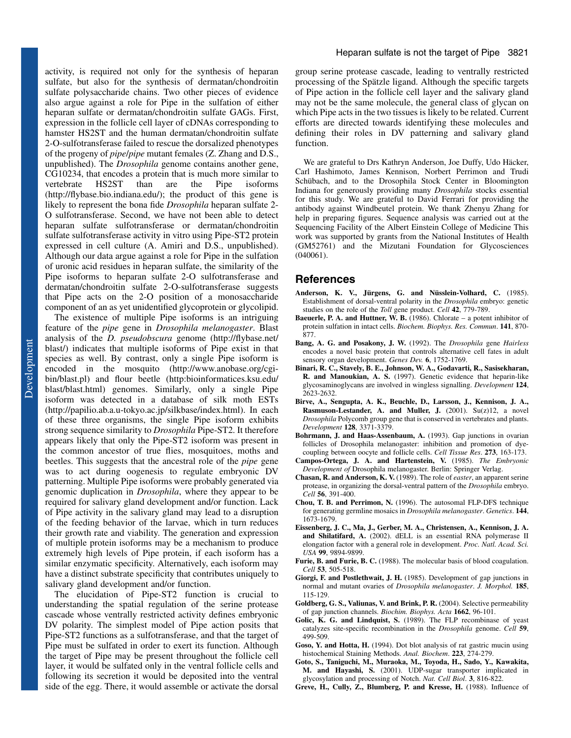activity, is required not only for the synthesis of heparan sulfate, but also for the synthesis of dermatan/chondroitin sulfate polysaccharide chains. Two other pieces of evidence also argue against a role for Pipe in the sulfation of either heparan sulfate or dermatan/chondroitin sulfate GAGs. First, expression in the follicle cell layer of cDNAs corresponding to hamster HS2ST and the human dermatan/chondroitin sulfate 2-O-sulfotransferase failed to rescue the dorsalized phenotypes of the progeny of *pipe*/*pipe* mutant females (Z. Zhang and D.S., unpublished). The *Drosophila* genome contains another gene, CG10234, that encodes a protein that is much more similar to vertebrate HS2ST than are the Pipe isoforms (http://flybase.bio.indiana.edu/); the product of this gene is likely to represent the bona fide *Drosophila* heparan sulfate 2-O sulfotransferase. Second, we have not been able to detect heparan sulfate sulfotransferase or dermatan/chondroitin sulfate sulfotransferase activity in vitro using Pipe-ST2 protein expressed in cell culture (A. Amiri and D.S., unpublished). Although our data argue against a role for Pipe in the sulfation of uronic acid residues in heparan sulfate, the similarity of the Pipe isoforms to heparan sulfate 2-O sulfotransferase and dermatan/chondroitin sulfate 2-O-sulfotransferase suggests that Pipe acts on the 2-O position of a monosaccharide component of an as yet unidentified glycoprotein or glycolipid.

The existence of multiple Pipe isoforms is an intriguing feature of the *pipe* gene in *Drosophila melanogaster*. Blast analysis of the *D. pseudobscura* genome (http://flybase.net/blast/) indicates that multiple isoforms of Pipe exist in that species as well. By contrast, only a single Pipe isoform is encoded in the mosquito (http://www.anobase.org/cgi-bin/blast.pl) and flour beetle (http:bioinformatices.ksu.edu/blast/blast.html) genomes. Similarly, only a single Pipe isoform was detected in a database of silk moth ESTs (http://papilio.ab.a.u-tokyo.ac.jp/silkbase/index.html). In each of these three organisms, the single Pipe isoform exhibits strong sequence similarity to *Drosophila* Pipe-ST2. It therefore appears likely that only the Pipe-ST2 isoform was present in the common ancestor of true flies, mosquitoes, moths and beetles. This suggests that the ancestral role of the *pipe* gene was to act during oogenesis to regulate embryonic DV patterning. Multiple Pipe isoforms were probably generated via genomic duplication in *Drosophila*, where they appear to be required for salivary gland development and/or function. Lack of Pipe activity in the salivary gland may lead to a disruption of the feeding behavior of the larvae, which in turn reduces their growth rate and viability. The generation and expression of multiple protein isoforms may be a mechanism to produce extremely high levels of Pipe protein, if each isoform has a similar enzymatic specificity. Alternatively, each isoform may have a distinct substrate specificity that contributes uniquely to salivary gland development and/or function.

The elucidation of Pipe-ST2 function is crucial to understanding the spatial regulation of the serine protease cascade whose ventrally restricted activity defines embryonic DV polarity. The simplest model of Pipe action posits that Pipe-ST2 functions as a sulfotransferase, and that the target of Pipe must be sulfated in order to exert its function. Although the target of Pipe may be present throughout the follicle cell layer, it would be sulfated only in the ventral follicle cells and following its secretion it would be deposited into the ventral side of the egg. There, it would assemble or activate the dorsal group serine protease cascade, leading to ventrally restricted processing of the Spätzle ligand. Although the specific targets of Pipe action in the follicle cell layer and the salivary gland may not be the same molecule, the general class of glycan on which Pipe acts in the two tissues is likely to be related. Current efforts are directed towards identifying these molecules and defining their roles in DV patterning and salivary gland function.

We are grateful to Drs Kathryn Anderson, Joe Duffy, Udo Häcker, Carl Hashimoto, James Kennison, Norbert Perrimon and Trudi Schübach, and to the Drosophila Stock Center in Bloomington Indiana for generously providing many *Drosophila* stocks essential for this study. We are grateful to David Ferrari for providing the antibody against Windbeutel protein. We thank Zhenyu Zhang for help in preparing figures. Sequence analysis was carried out at the Sequencing Facility of the Albert Einstein College of Medicine This work was supported by grants from the National Institutes of Health (GM52761) and the Mizutani Foundation for Glycosciences (040061).

## References

**Anderson, K. V., Jürgens, G. and Nüsslein-Volhard, C.** (1985). Establishment of dorsal-ventral polarity in the *Drosophila* embryo: genetic studies on the role of the *Toll* gene product. *Cell* **42**, 779-789.

**Baeuerle, P. A. and Huttner, W. B.** (1986). Chlorate – a potent inhibitor of protein sulfation in intact cells. *Biochem. Biophys. Res. Commun*. **141**, 870-877.

**Bang, A. G. and Posakony, J. W.** (1992). The *Drosophila* gene *Hairless* encodes a novel basic protein that controls alternative cell fates in adult sensory organ development. *Genes Dev.* **6**, 1752-1769.

**Binari, R. C., Stavely, B. E., Johnson, W. A., Godavarti, R., Sasisekharan, R. and Manoukian, A. S.** (1997). Genetic evidence that heparin-like glycosaminoglycans are involved in wingless signalling. *Development* **124**, 2623-2632.

**Birve, A., Sengupta, A. K., Beuchle, D., Larsson, J., Kennison, J. A., Rasmuson-Lestander, A. and Muller, J.** (2001). Su(z)12, a novel *Drosophila* Polycomb group gene that is conserved in vertebrates and plants. *Development* **128**, 3371-3379.

**Bohrmann, J. and Haas-Assenbaum, A.** (1993). Gap junctions in ovarian follicles of Drosophila melanogaster: inhibition and promotion of dye-coupling between oocyte and follicle cells. *Cell Tissue Res*. **273**, 163-173.

**Campos-Ortega, J. A. and Hartenstein, V.** (1985). *The Embryonic Development of* Drosophila melanogaster. Berlin: Springer Verlag.

**Chasan, R. and Anderson, K. V.** (1989). The role of *easter*, an apparent serine protease, in organizing the dorsal-ventral pattern of the *Drosophila* embryo. *Cell* **56**, 391-400.

**Chou, T. B. and Perrimon, N.** (1996). The autosomal FLP-DFS technique for generating germline mosaics in *Drosophila melanogaster*. *Genetics*. **144**, 1673-1679.

**Eissenberg, J. C., Ma, J., Gerber, M. A., Christensen, A., Kennison, J. A. and Shilatifard, A.** (2002). dELL is an essential RNA polymerase II elongation factor with a general role in development. *Proc. Natl. Acad. Sci. USA* **99**, 9894-9899.

**Furie, B. and Furie, B. C.** (1988). The molecular basis of blood coagulation. *Cell* **53**, 505-518.

**Giorgi, F. and Postlethwait, J. H.** (1985). Development of gap junctions in normal and mutant ovaries of *Drosophila melanogaster*. *J. Morphol.* **185**, 115-129.

**Goldberg, G. S., Valiunas, V. and Brink, P. R.** (2004). Selective permeability of gap junction channels. *Biochim. Biophys. Acta* **1662**, 96-101.

**Golic, K. G. and Lindquist, S.** (1989). The FLP recombinase of yeast catalyzes site-specific recombination in the *Drosophila* genome. *Cell* **59**, 499-509.

**Goso, Y. and Hotta, H.** (1994). Dot blot analysis of rat gastric mucin using histochemical Staining Methods. *Anal. Biochem*. **223**, 274-279.

**Goto, S., Taniguchi, M., Muraoka, M., Toyoda, H., Sado, Y., Kawakita, M. and Hayashi, S.** (2001). UDP-sugar transporter implicated in glycosylation and processing of Notch. *Nat. Cell Biol*. **3**, 816-822.

**Greve, H., Cully, Z., Blumberg, P. and Kresse, H.** (1988). Influence of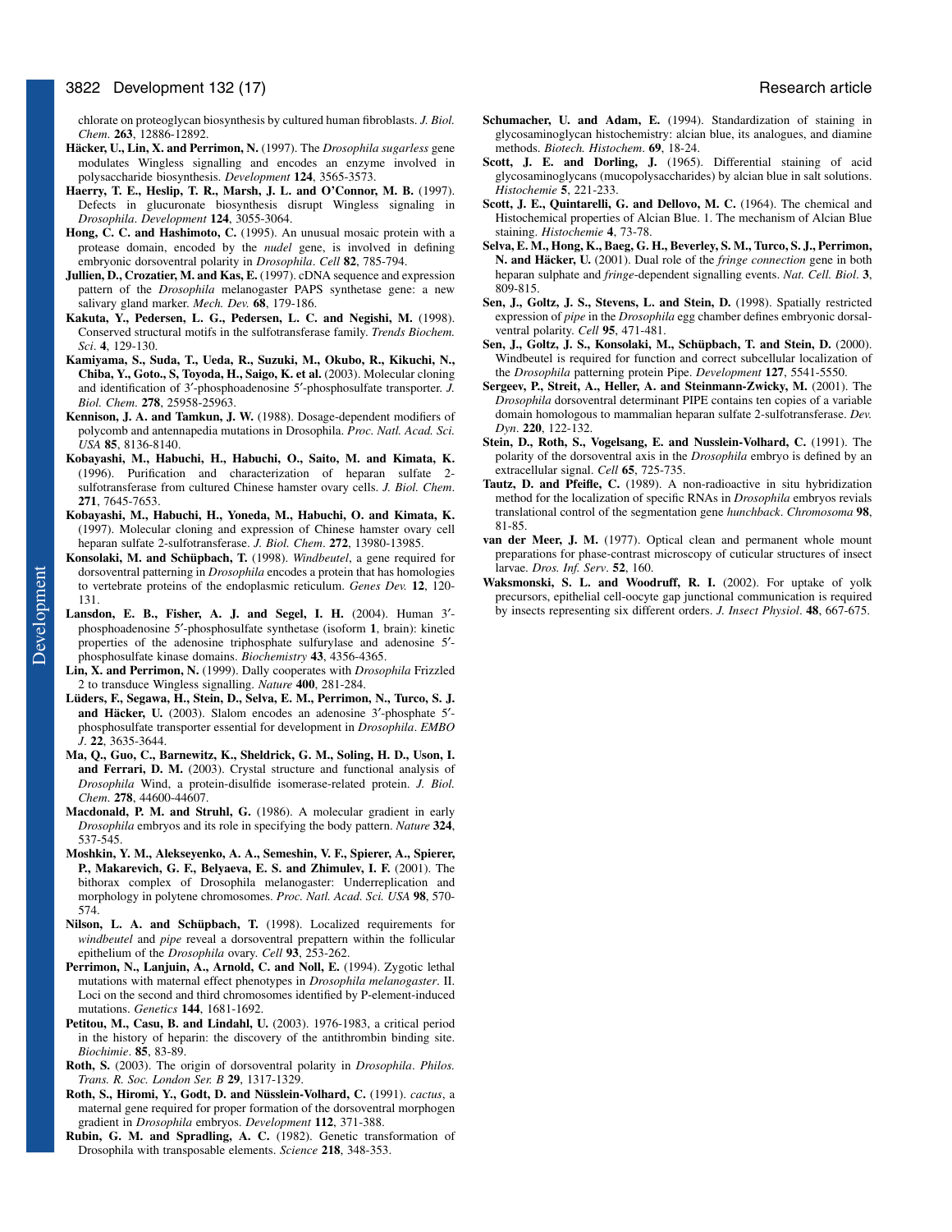chlorate on proteoglycan biosynthesis by cultured human fibroblasts. *J. Biol. Chem.* **263**, 12886-12892.

**Häcker, U., Lin, X. and Perrimon, N.** (1997). The *Drosophila sugarless* gene modulates Wingless signalling and encodes an enzyme involved in polysaccharide biosynthesis. *Development* **124**, 3565-3573.

**Haerry, T. E., Heslip, T. R., Marsh, J. L. and O'Connor, M. B.** (1997). Defects in glucuronate biosynthesis disrupt Wingless signaling in *Drosophila*. *Development* **124**, 3055-3064.

**Hong, C. C. and Hashimoto, C.** (1995). An unusual mosaic protein with a protease domain, encoded by the *nudel* gene, is involved in defining embryonic dorsoventral polarity in *Drosophila*. *Cell* **82**, 785-794.

**Jullien, D., Crozatier, M. and Kas, E.** (1997). cDNA sequence and expression pattern of the *Drosophila* melanogaster PAPS synthetase gene: a new salivary gland marker. *Mech. Dev.* **68**, 179-186.

**Kakuta, Y., Pedersen, L. G., Pedersen, L. C. and Negishi, M.** (1998). Conserved structural motifs in the sulfotransferase family. *Trends Biochem. Sci*. **4**, 129-130.

**Kamiyama, S., Suda, T., Ueda, R., Suzuki, M., Okubo, R., Kikuchi, N., Chiba, Y., Goto., S, Toyoda, H., Saigo, K. et al.** (2003). Molecular cloning and identification of 3′-phosphoadenosine 5′-phosphosulfate transporter. *J. Biol. Chem.* **278**, 25958-25963.

**Kennison, J. A. and Tamkun, J. W.** (1988). Dosage-dependent modifiers of polycomb and antennapedia mutations in Drosophila. *Proc. Natl. Acad. Sci. USA* **85**, 8136-8140.

**Kobayashi, M., Habuchi, H., Habuchi, O., Saito, M. and Kimata, K.** (1996). Purification and characterization of heparan sulfate 2-sulfotransferase from cultured Chinese hamster ovary cells. *J. Biol. Chem*. **271**, 7645-7653.

**Kobayashi, M., Habuchi, H., Yoneda, M., Habuchi, O. and Kimata, K.** (1997). Molecular cloning and expression of Chinese hamster ovary cell heparan sulfate 2-sulfotransferase. *J. Biol. Chem*. **272**, 13980-13985.

**Konsolaki, M. and Schüpbach, T.** (1998). *Windbeutel*, a gene required for dorsoventral patterning in *Drosophila* encodes a protein that has homologies to vertebrate proteins of the endoplasmic reticulum. *Genes Dev.* **12**, 120-131.

**Lansdon, E. B., Fisher, A. J. and Segel, I. H.** (2004). Human 3′-phosphoadenosine 5′-phosphosulfate synthetase (isoform **1**, brain): kinetic properties of the adenosine triphosphate sulfurylase and adenosine 5′-phosphosulfate kinase domains. *Biochemistry* **43**, 4356-4365.

**Lin, X. and Perrimon, N.** (1999). Dally cooperates with *Drosophila* Frizzled 2 to transduce Wingless signalling. *Nature* **400**, 281-284.

**Lüders, F., Segawa, H., Stein, D., Selva, E. M., Perrimon, N., Turco, S. J. and Häcker, U.** (2003). Slalom encodes an adenosine 3′-phosphate 5′-phosphosulfate transporter essential for development in *Drosophila*. *EMBO J*. **22**, 3635-3644.

**Ma, Q., Guo, C., Barnewitz, K., Sheldrick, G. M., Soling, H. D., Uson, I. and Ferrari, D. M.** (2003). Crystal structure and functional analysis of *Drosophila* Wind, a protein-disulfide isomerase-related protein. *J. Biol. Chem.* **278**, 44600-44607.

**Macdonald, P. M. and Struhl, G.** (1986). A molecular gradient in early *Drosophila* embryos and its role in specifying the body pattern. *Nature* **324**, 537-545.

**Moshkin, Y. M., Alekseyenko, A. A., Semeshin, V. F., Spierer, A., Spierer, P., Makarevich, G. F., Belyaeva, E. S. and Zhimulev, I. F.** (2001). The bithorax complex of Drosophila melanogaster: Underreplication and morphology in polytene chromosomes. *Proc. Natl. Acad. Sci. USA* **98**, 570-574.

**Nilson, L. A. and Schüpbach, T.** (1998). Localized requirements for *windbeutel* and *pipe* reveal a dorsoventral prepattern within the follicular epithelium of the *Drosophila* ovary. *Cell* **93**, 253-262.

**Perrimon, N., Lanjuin, A., Arnold, C. and Noll, E.** (1994). Zygotic lethal mutations with maternal effect phenotypes in *Drosophila melanogaster*. II. Loci on the second and third chromosomes identified by P-element-induced mutations. *Genetics* **144**, 1681-1692.

**Petitou, M., Casu, B. and Lindahl, U.** (2003). 1976-1983, a critical period in the history of heparin: the discovery of the antithrombin binding site. *Biochimie*. **85**, 83-89.

**Roth, S.** (2003). The origin of dorsoventral polarity in *Drosophila*. *Philos. Trans. R. Soc. London Ser. B* **29**, 1317-1329.

**Roth, S., Hiromi, Y., Godt, D. and Nüsslein-Volhard, C.** (1991). *cactus*, a maternal gene required for proper formation of the dorsoventral morphogen gradient in *Drosophila* embryos. *Development* **112**, 371-388.

**Rubin, G. M. and Spradling, A. C.** (1982). Genetic transformation of Drosophila with transposable elements. *Science* **218**, 348-353.

**Schumacher, U. and Adam, E.** (1994). Standardization of staining in glycosaminoglycan histochemistry: alcian blue, its analogues, and diamine methods. *Biotech. Histochem*. **69**, 18-24.

**Scott, J. E. and Dorling, J.** (1965). Differential staining of acid glycosaminoglycans (mucopolysaccharides) by alcian blue in salt solutions. *Histochemie* **5**, 221-233.

**Scott, J. E., Quintarelli, G. and Dellovo, M. C.** (1964). The chemical and Histochemical properties of Alcian Blue. 1. The mechanism of Alcian Blue staining. *Histochemie* **4**, 73-78.

**Selva, E. M., Hong, K., Baeg, G. H., Beverley, S. M., Turco, S. J., Perrimon, N. and Häcker, U.** (2001). Dual role of the *fringe connection* gene in both heparan sulphate and *fringe*-dependent signalling events. *Nat. Cell. Biol*. **3**, 809-815.

**Sen, J., Goltz, J. S., Stevens, L. and Stein, D.** (1998). Spatially restricted expression of *pipe* in the *Drosophila* egg chamber defines embryonic dorsal-ventral polarity. *Cell* **95**, 471-481.

**Sen, J., Goltz, J. S., Konsolaki, M., Schüpbach, T. and Stein, D.** (2000). Windbeutel is required for function and correct subcellular localization of the *Drosophila* patterning protein Pipe. *Development* **127**, 5541-5550.

**Sergeev, P., Streit, A., Heller, A. and Steinmann-Zwicky, M.** (2001). The *Drosophila* dorsoventral determinant PIPE contains ten copies of a variable domain homologous to mammalian heparan sulfate 2-sulfotransferase. *Dev. Dyn*. **220**, 122-132.

**Stein, D., Roth, S., Vogelsang, E. and Nusslein-Volhard, C.** (1991). The polarity of the dorsoventral axis in the *Drosophila* embryo is defined by an extracellular signal. *Cell* **65**, 725-735.

**Tautz, D. and Pfeifle, C.** (1989). A non-radioactive in situ hybridization method for the localization of specific RNAs in *Drosophila* embryos revials translational control of the segmentation gene *hunchback*. *Chromosoma* **98**, 81-85.

**van der Meer, J. M.** (1977). Optical clean and permanent whole mount preparations for phase-contrast microscopy of cuticular structures of insect larvae. *Dros. Inf. Serv*. **52**, 160.

**Waksmonski, S. L. and Woodruff, R. I.** (2002). For uptake of yolk precursors, epithelial cell-oocyte gap junctional communication is required by insects representing six different orders. *J. Insect Physiol*. **48**, 667-675.